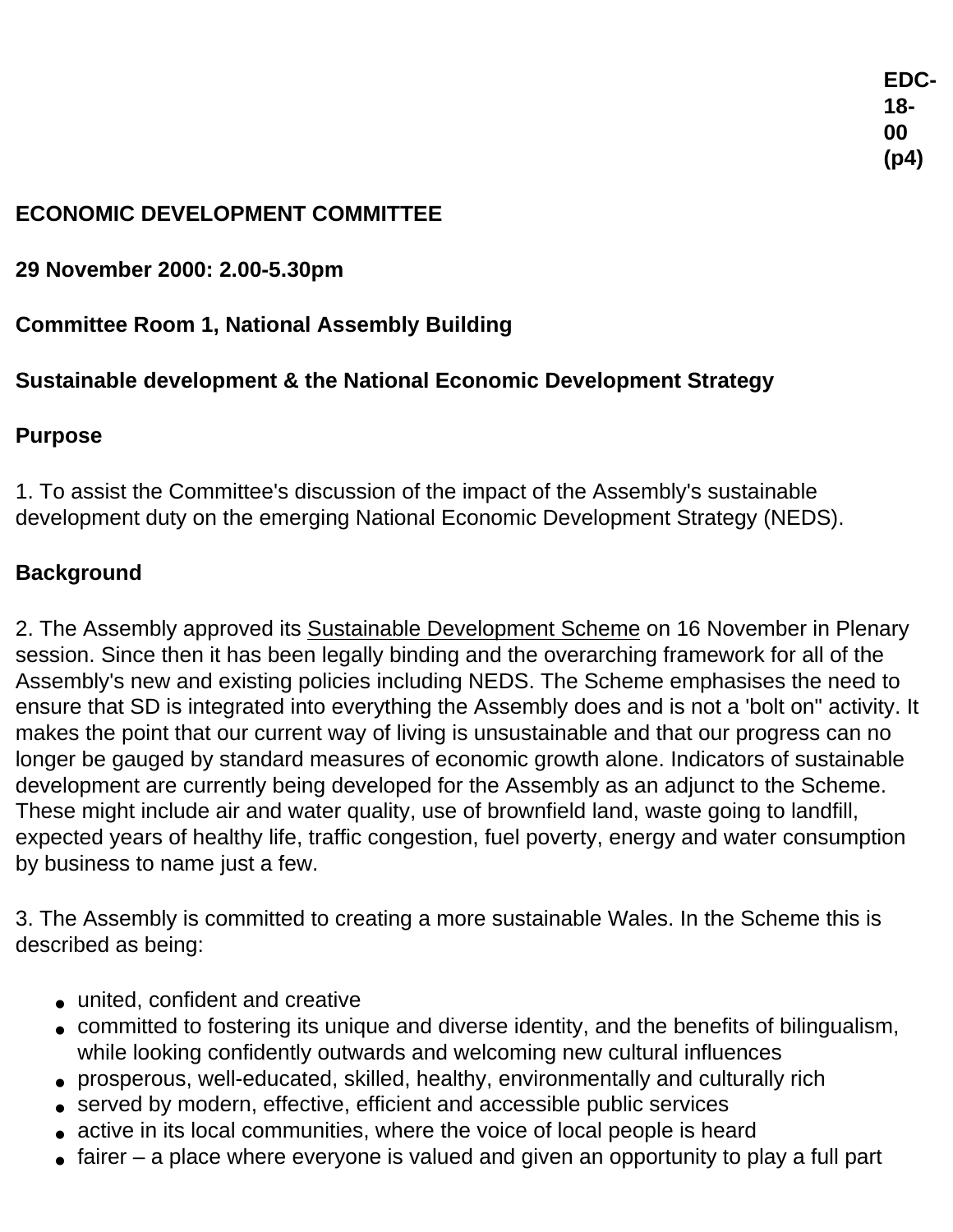**EDC-18-00 (p4)**

**ECONOMIC DEVELOPMENT COMMITTEE**

**29 November 2000: 2.00-5.30pm**

**Committee Room 1, National Assembly Building**

**Sustainable development & the National Economic Development Strategy**

**Purpose**

1. To assist the Committee's discussion of the impact of the Assembly's sustainable development duty on the emerging National Economic Development Strategy (NEDS).

**Background**

2. The Assembly approved its Sustainable Development Scheme on 16 November in Plenary session. Since then it has been legally binding and the overarching framework for all of the Assembly's new and existing policies including NEDS. The Scheme emphasises the need to ensure that SD is integrated into everything the Assembly does and is not a 'bolt on" activity. It makes the point that our current way of living is unsustainable and that our progress can no longer be gauged by standard measures of economic growth alone. Indicators of sustainable development are currently being developed for the Assembly as an adjunct to the Scheme. These might include air and water quality, use of brownfield land, waste going to landfill, expected years of healthy life, traffic congestion, fuel poverty, energy and water consumption by business to name just a few.

3. The Assembly is committed to creating a more sustainable Wales. In the Scheme this is described as being:

- united, confident and creative
- committed to fostering its unique and diverse identity, and the benefits of bilingualism, while looking confidently outwards and welcoming new cultural influences
- prosperous, well-educated, skilled, healthy, environmentally and culturally rich
- served by modern, effective, efficient and accessible public services
- active in its local communities, where the voice of local people is heard
- fairer – a place where everyone is valued and given an opportunity to play a full part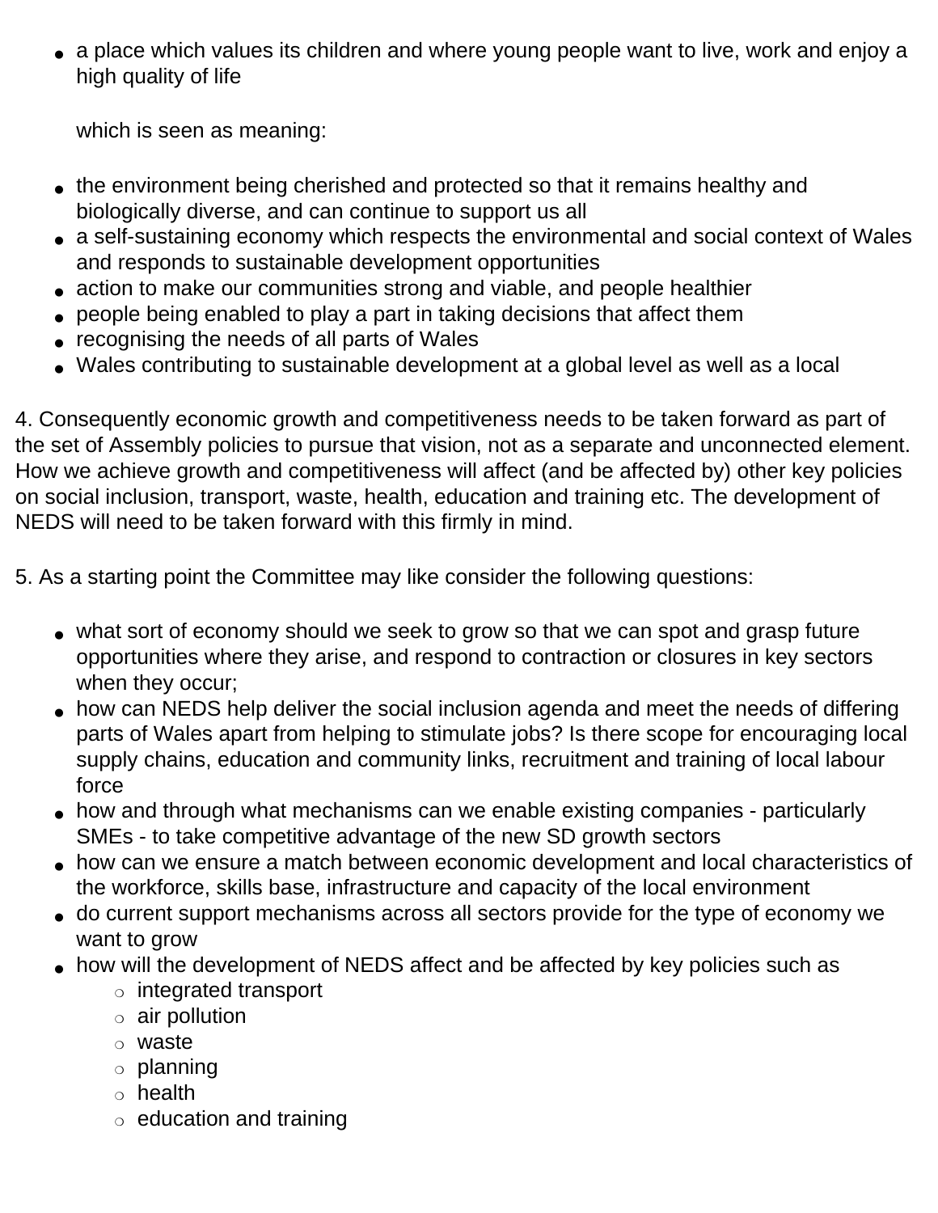- a place which values its children and where young people want to live, work and enjoy a high quality of life

  which is seen as meaning:

- the environment being cherished and protected so that it remains healthy and biologically diverse, and can continue to support us all
- a self-sustaining economy which respects the environmental and social context of Wales and responds to sustainable development opportunities
- action to make our communities strong and viable, and people healthier
- people being enabled to play a part in taking decisions that affect them
- recognising the needs of all parts of Wales
- Wales contributing to sustainable development at a global level as well as a local

4. Consequently economic growth and competitiveness needs to be taken forward as part of the set of Assembly policies to pursue that vision, not as a separate and unconnected element. How we achieve growth and competitiveness will affect (and be affected by) other key policies on social inclusion, transport, waste, health, education and training etc. The development of NEDS will need to be taken forward with this firmly in mind.

5. As a starting point the Committee may like consider the following questions:

- what sort of economy should we seek to grow so that we can spot and grasp future opportunities where they arise, and respond to contraction or closures in key sectors when they occur;
- how can NEDS help deliver the social inclusion agenda and meet the needs of differing parts of Wales apart from helping to stimulate jobs? Is there scope for encouraging local supply chains, education and community links, recruitment and training of local labour force
- how and through what mechanisms can we enable existing companies - particularly SMEs - to take competitive advantage of the new SD growth sectors
- how can we ensure a match between economic development and local characteristics of the workforce, skills base, infrastructure and capacity of the local environment
- do current support mechanisms across all sectors provide for the type of economy we want to grow
- how will the development of NEDS affect and be affected by key policies such as
  - integrated transport
  - air pollution
  - waste
  - planning
  - health
  - education and training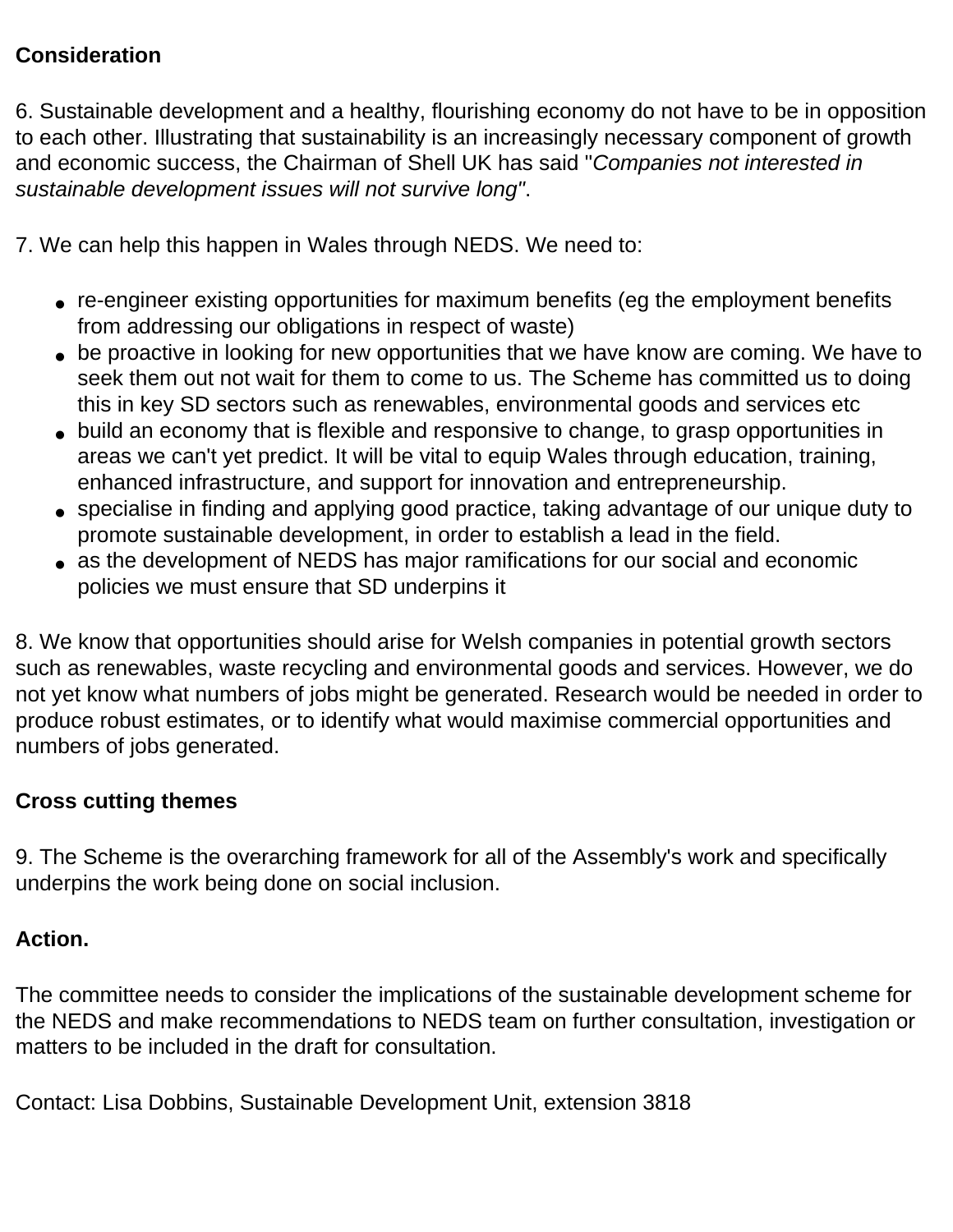**Consideration**

6. Sustainable development and a healthy, flourishing economy do not have to be in opposition to each other. Illustrating that sustainability is an increasingly necessary component of growth and economic success, the Chairman of Shell UK has said "*Companies not interested in sustainable development issues will not survive long*".

7. We can help this happen in Wales through NEDS. We need to:

- re-engineer existing opportunities for maximum benefits (eg the employment benefits from addressing our obligations in respect of waste)
- be proactive in looking for new opportunities that we have know are coming. We have to seek them out not wait for them to come to us. The Scheme has committed us to doing this in key SD sectors such as renewables, environmental goods and services etc
- build an economy that is flexible and responsive to change, to grasp opportunities in areas we can't yet predict. It will be vital to equip Wales through education, training, enhanced infrastructure, and support for innovation and entrepreneurship.
- specialise in finding and applying good practice, taking advantage of our unique duty to promote sustainable development, in order to establish a lead in the field.
- as the development of NEDS has major ramifications for our social and economic policies we must ensure that SD underpins it

8. We know that opportunities should arise for Welsh companies in potential growth sectors such as renewables, waste recycling and environmental goods and services. However, we do not yet know what numbers of jobs might be generated. Research would be needed in order to produce robust estimates, or to identify what would maximise commercial opportunities and numbers of jobs generated.

**Cross cutting themes**

9. The Scheme is the overarching framework for all of the Assembly's work and specifically underpins the work being done on social inclusion.

**Action.**

The committee needs to consider the implications of the sustainable development scheme for the NEDS and make recommendations to NEDS team on further consultation, investigation or matters to be included in the draft for consultation.

Contact: Lisa Dobbins, Sustainable Development Unit, extension 3818